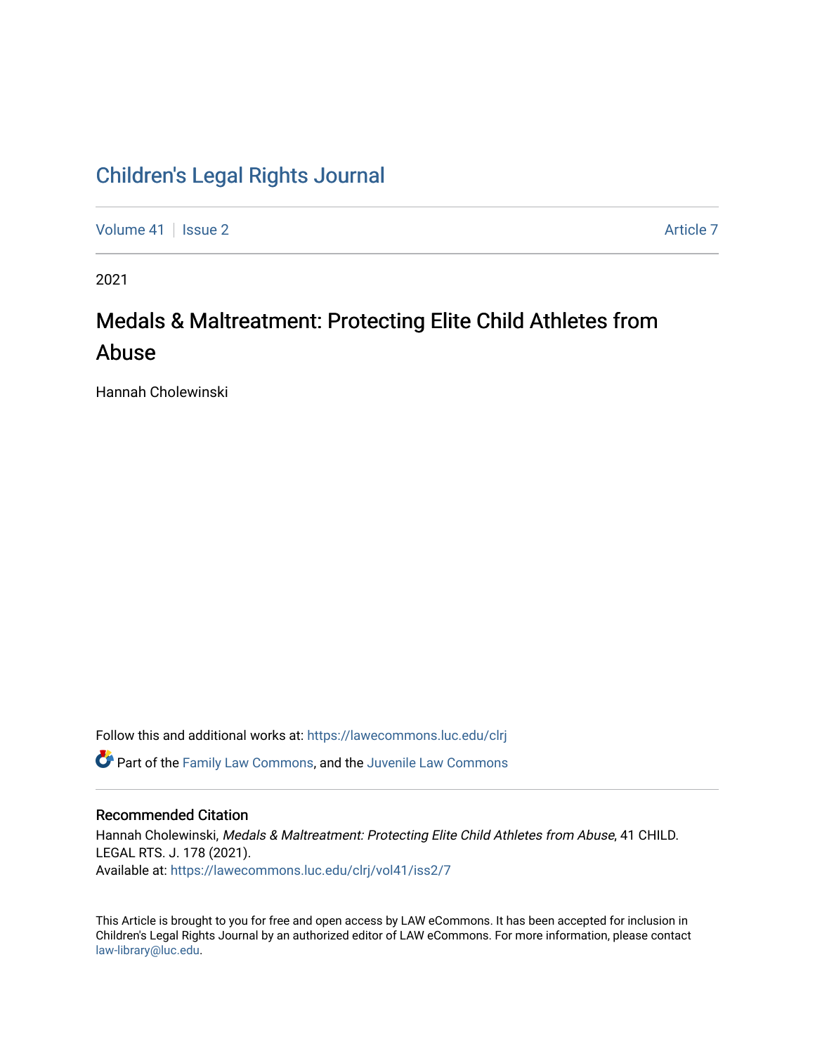# Children's Legal Rights Journal

Volume 41 | Issue 2 | Article 7

2021

## Medals & Maltreatment: Protecting Elite Child Athletes from Abuse

Hannah Cholewinski

Follow this and additional works at: https://lawecommons.luc.edu/clrj

Part of the Family Law Commons, and the Juvenile Law Commons

### Recommended Citation

Hannah Cholewinski, *Medals & Maltreatment: Protecting Elite Child Athletes from Abuse*, 41 CHILD. LEGAL RTS. J. 178 (2021).
Available at: https://lawecommons.luc.edu/clrj/vol41/iss2/7

This Article is brought to you for free and open access by LAW eCommons. It has been accepted for inclusion in Children's Legal Rights Journal by an authorized editor of LAW eCommons. For more information, please contact law-library@luc.edu.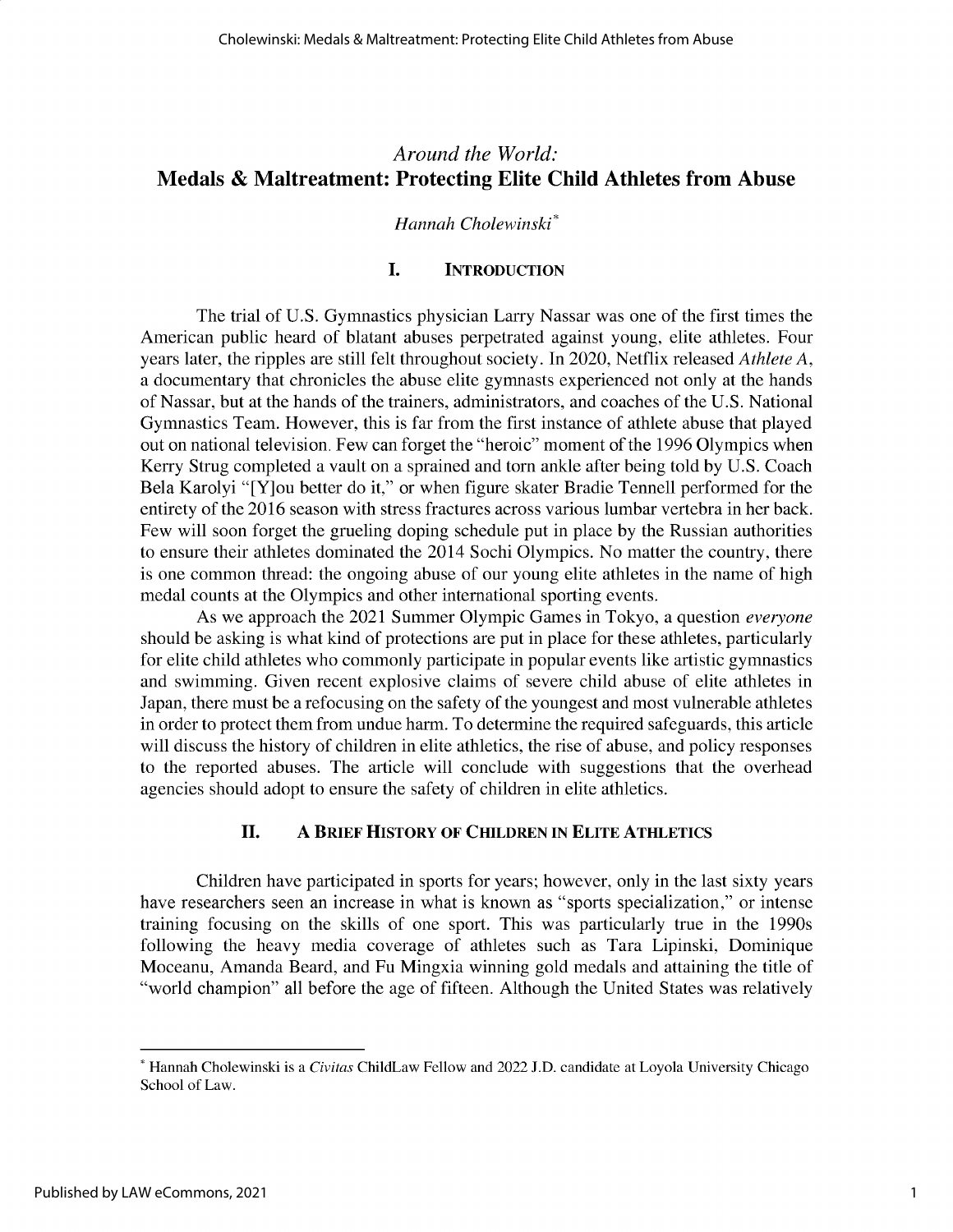# *Around the World:*
# Medals & Maltreatment: Protecting Elite Child Athletes from Abuse

*Hannah Cholewinski*[*]

## I. Introduction

The trial of U.S. Gymnastics physician Larry Nassar was one of the first times the American public heard of blatant abuses perpetrated against young, elite athletes. Four years later, the ripples are still felt throughout society. In 2020, Netflix released *Athlete A*, a documentary that chronicles the abuse elite gymnasts experienced not only at the hands of Nassar, but at the hands of the trainers, administrators, and coaches of the U.S. National Gymnastics Team. However, this is far from the first instance of athlete abuse that played out on national television. Few can forget the "heroic" moment of the 1996 Olympics when Kerry Strug completed a vault on a sprained and torn ankle after being told by U.S. Coach Bela Karolyi "[Y]ou better do it," or when figure skater Bradie Tennell performed for the entirety of the 2016 season with stress fractures across various lumbar vertebra in her back. Few will soon forget the grueling doping schedule put in place by the Russian authorities to ensure their athletes dominated the 2014 Sochi Olympics. No matter the country, there is one common thread: the ongoing abuse of our young elite athletes in the name of high medal counts at the Olympics and other international sporting events.

As we approach the 2021 Summer Olympic Games in Tokyo, a question *everyone* should be asking is what kind of protections are put in place for these athletes, particularly for elite child athletes who commonly participate in popular events like artistic gymnastics and swimming. Given recent explosive claims of severe child abuse of elite athletes in Japan, there must be a refocusing on the safety of the youngest and most vulnerable athletes in order to protect them from undue harm. To determine the required safeguards, this article will discuss the history of children in elite athletics, the rise of abuse, and policy responses to the reported abuses. The article will conclude with suggestions that the overhead agencies should adopt to ensure the safety of children in elite athletics.

## II. A Brief History of Children in Elite Athletics

Children have participated in sports for years; however, only in the last sixty years have researchers seen an increase in what is known as "sports specialization," or intense training focusing on the skills of one sport. This was particularly true in the 1990s following the heavy media coverage of athletes such as Tara Lipinski, Dominique Moceanu, Amanda Beard, and Fu Mingxia winning gold medals and attaining the title of "world champion" all before the age of fifteen. Although the United States was relatively

---

[*] Hannah Cholewinski is a *Civitas* ChildLaw Fellow and 2022 J.D. candidate at Loyola University Chicago School of Law.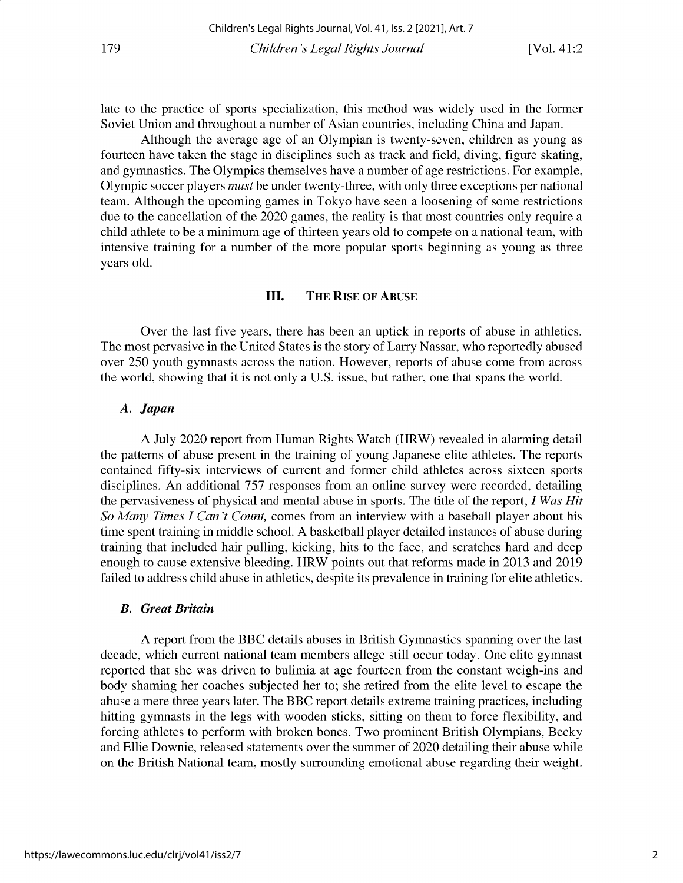late to the practice of sports specialization, this method was widely used in the former Soviet Union and throughout a number of Asian countries, including China and Japan.

Although the average age of an Olympian is twenty-seven, children as young as fourteen have taken the stage in disciplines such as track and field, diving, figure skating, and gymnastics. The Olympics themselves have a number of age restrictions. For example, Olympic soccer players *must* be under twenty-three, with only three exceptions per national team. Although the upcoming games in Tokyo have seen a loosening of some restrictions due to the cancellation of the 2020 games, the reality is that most countries only require a child athlete to be a minimum age of thirteen years old to compete on a national team, with intensive training for a number of the more popular sports beginning as young as three years old.

## III. The Rise of Abuse

Over the last five years, there has been an uptick in reports of abuse in athletics. The most pervasive in the United States is the story of Larry Nassar, who reportedly abused over 250 youth gymnasts across the nation. However, reports of abuse come from across the world, showing that it is not only a U.S. issue, but rather, one that spans the world.

### *A. Japan*

A July 2020 report from Human Rights Watch (HRW) revealed in alarming detail the patterns of abuse present in the training of young Japanese elite athletes. The reports contained fifty-six interviews of current and former child athletes across sixteen sports disciplines. An additional 757 responses from an online survey were recorded, detailing the pervasiveness of physical and mental abuse in sports. The title of the report, *I Was Hit So Many Times I Can't Count,* comes from an interview with a baseball player about his time spent training in middle school. A basketball player detailed instances of abuse during training that included hair pulling, kicking, hits to the face, and scratches hard and deep enough to cause extensive bleeding. HRW points out that reforms made in 2013 and 2019 failed to address child abuse in athletics, despite its prevalence in training for elite athletics.

### *B. Great Britain*

A report from the BBC details abuses in British Gymnastics spanning over the last decade, which current national team members allege still occur today. One elite gymnast reported that she was driven to bulimia at age fourteen from the constant weigh-ins and body shaming her coaches subjected her to; she retired from the elite level to escape the abuse a mere three years later. The BBC report details extreme training practices, including hitting gymnasts in the legs with wooden sticks, sitting on them to force flexibility, and forcing athletes to perform with broken bones. Two prominent British Olympians, Becky and Ellie Downie, released statements over the summer of 2020 detailing their abuse while on the British National team, mostly surrounding emotional abuse regarding their weight.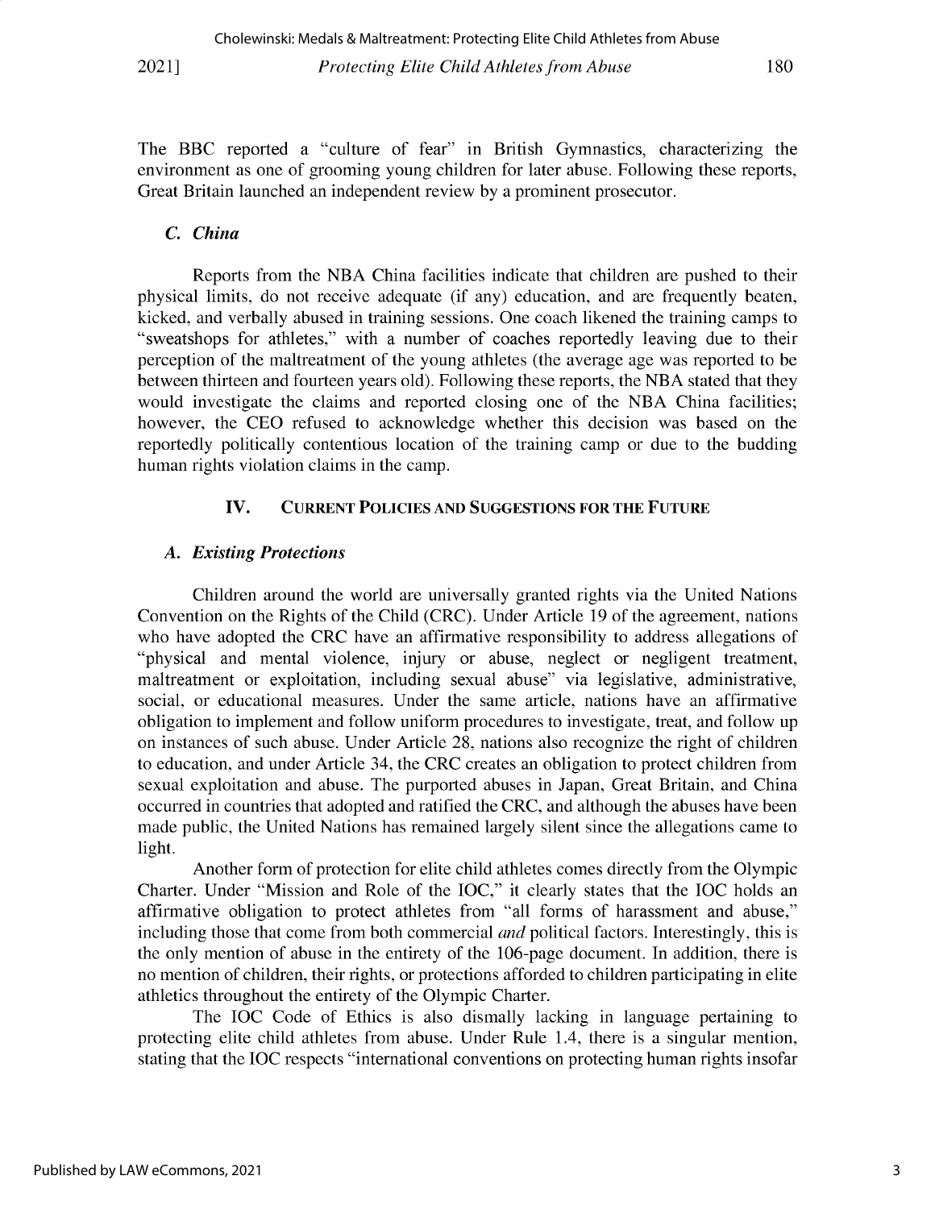The BBC reported a "culture of fear" in British Gymnastics, characterizing the environment as one of grooming young children for later abuse. Following these reports, Great Britain launched an independent review by a prominent prosecutor.

### *C. China*

Reports from the NBA China facilities indicate that children are pushed to their physical limits, do not receive adequate (if any) education, and are frequently beaten, kicked, and verbally abused in training sessions. One coach likened the training camps to "sweatshops for athletes," with a number of coaches reportedly leaving due to their perception of the maltreatment of the young athletes (the average age was reported to be between thirteen and fourteen years old). Following these reports, the NBA stated that they would investigate the claims and reported closing one of the NBA China facilities; however, the CEO refused to acknowledge whether this decision was based on the reportedly politically contentious location of the training camp or due to the budding human rights violation claims in the camp.

## IV. CURRENT POLICIES AND SUGGESTIONS FOR THE FUTURE

### *A. Existing Protections*

Children around the world are universally granted rights via the United Nations Convention on the Rights of the Child (CRC). Under Article 19 of the agreement, nations who have adopted the CRC have an affirmative responsibility to address allegations of "physical and mental violence, injury or abuse, neglect or negligent treatment, maltreatment or exploitation, including sexual abuse" via legislative, administrative, social, or educational measures. Under the same article, nations have an affirmative obligation to implement and follow uniform procedures to investigate, treat, and follow up on instances of such abuse. Under Article 28, nations also recognize the right of children to education, and under Article 34, the CRC creates an obligation to protect children from sexual exploitation and abuse. The purported abuses in Japan, Great Britain, and China occurred in countries that adopted and ratified the CRC, and although the abuses have been made public, the United Nations has remained largely silent since the allegations came to light.

Another form of protection for elite child athletes comes directly from the Olympic Charter. Under "Mission and Role of the IOC," it clearly states that the IOC holds an affirmative obligation to protect athletes from "all forms of harassment and abuse," including those that come from both commercial *and* political factors. Interestingly, this is the only mention of abuse in the entirety of the 106-page document. In addition, there is no mention of children, their rights, or protections afforded to children participating in elite athletics throughout the entirety of the Olympic Charter.

The IOC Code of Ethics is also dismally lacking in language pertaining to protecting elite child athletes from abuse. Under Rule 1.4, there is a singular mention, stating that the IOC respects "international conventions on protecting human rights insofar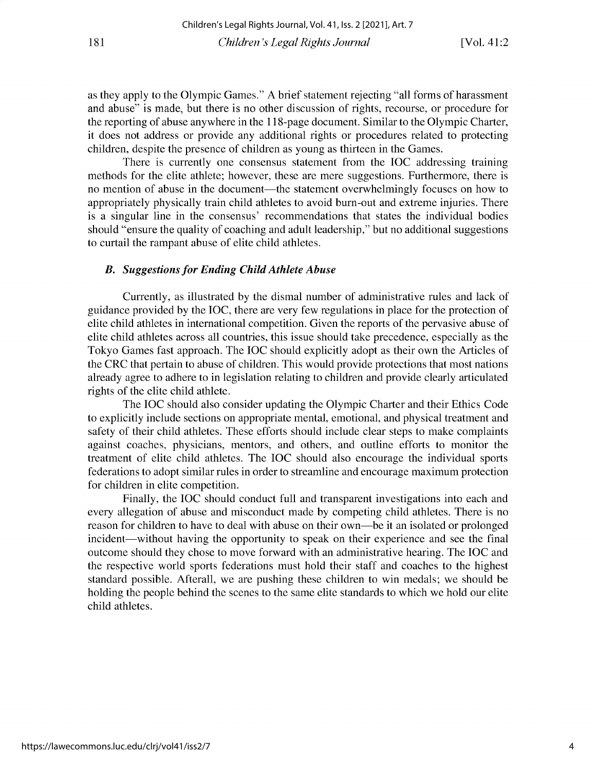as they apply to the Olympic Games." A brief statement rejecting "all forms of harassment and abuse" is made, but there is no other discussion of rights, recourse, or procedure for the reporting of abuse anywhere in the 118-page document. Similar to the Olympic Charter, it does not address or provide any additional rights or procedures related to protecting children, despite the presence of children as young as thirteen in the Games.

There is currently one consensus statement from the IOC addressing training methods for the elite athlete; however, these are mere suggestions. Furthermore, there is no mention of abuse in the document—the statement overwhelmingly focuses on how to appropriately physically train child athletes to avoid burn-out and extreme injuries. There is a singular line in the consensus' recommendations that states the individual bodies should "ensure the quality of coaching and adult leadership," but no additional suggestions to curtail the rampant abuse of elite child athletes.

### *B. Suggestions for Ending Child Athlete Abuse*

Currently, as illustrated by the dismal number of administrative rules and lack of guidance provided by the IOC, there are very few regulations in place for the protection of elite child athletes in international competition. Given the reports of the pervasive abuse of elite child athletes across all countries, this issue should take precedence, especially as the Tokyo Games fast approach. The IOC should explicitly adopt as their own the Articles of the CRC that pertain to abuse of children. This would provide protections that most nations already agree to adhere to in legislation relating to children and provide clearly articulated rights of the elite child athlete.

The IOC should also consider updating the Olympic Charter and their Ethics Code to explicitly include sections on appropriate mental, emotional, and physical treatment and safety of their child athletes. These efforts should include clear steps to make complaints against coaches, physicians, mentors, and others, and outline efforts to monitor the treatment of elite child athletes. The IOC should also encourage the individual sports federations to adopt similar rules in order to streamline and encourage maximum protection for children in elite competition.

Finally, the IOC should conduct full and transparent investigations into each and every allegation of abuse and misconduct made by competing child athletes. There is no reason for children to have to deal with abuse on their own—be it an isolated or prolonged incident—without having the opportunity to speak on their experience and see the final outcome should they chose to move forward with an administrative hearing. The IOC and the respective world sports federations must hold their staff and coaches to the highest standard possible. Afterall, we are pushing these children to win medals; we should be holding the people behind the scenes to the same elite standards to which we hold our elite child athletes.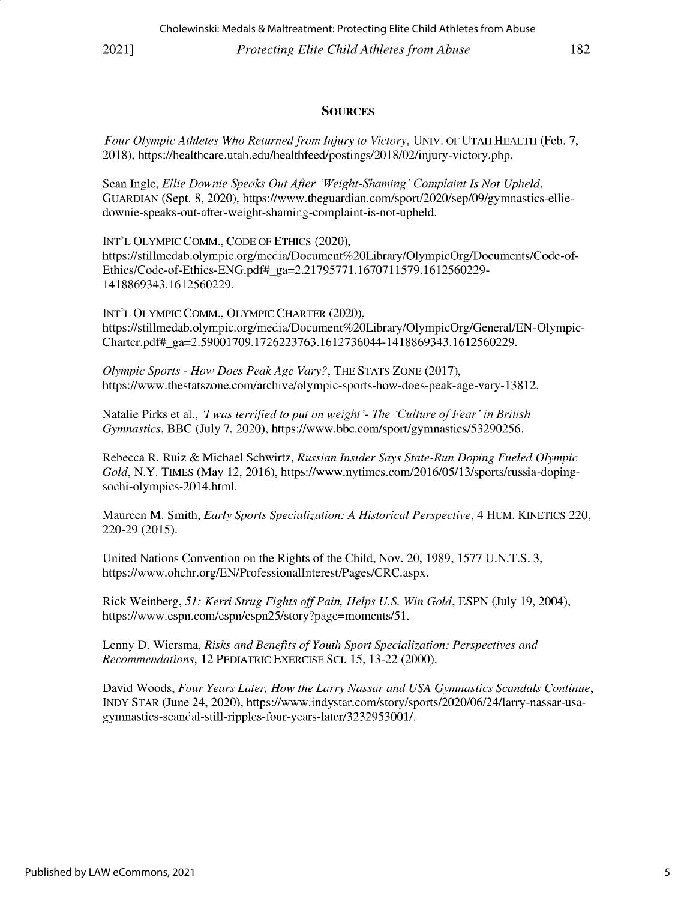## SOURCES

*Four Olympic Athletes Who Returned from Injury to Victory*, UNIV. OF UTAH HEALTH (Feb. 7, 2018), https://healthcare.utah.edu/healthfeed/postings/2018/02/injury-victory.php.

Sean Ingle, *Ellie Downie Speaks Out After 'Weight-Shaming' Complaint Is Not Upheld*, GUARDIAN (Sept. 8, 2020), https://www.theguardian.com/sport/2020/sep/09/gymnastics-ellie-downie-speaks-out-after-weight-shaming-complaint-is-not-upheld.

INT'L OLYMPIC COMM., CODE OF ETHICS (2020), https://stillmedab.olympic.org/media/Document%20Library/OlympicOrg/Documents/Code-of-Ethics/Code-of-Ethics-ENG.pdf#_ga=2.21795771.1670711579.1612560229-1418869343.1612560229.

INT'L OLYMPIC COMM., OLYMPIC CHARTER (2020), https://stillmedab.olympic.org/media/Document%20Library/OlympicOrg/General/EN-Olympic-Charter.pdf#_ga=2.59001709.1726223763.1612736044-1418869343.1612560229.

*Olympic Sports - How Does Peak Age Vary?*, THE STATS ZONE (2017), https://www.thestatszone.com/archive/olympic-sports-how-does-peak-age-vary-13812.

Natalie Pirks et al., *'I was terrified to put on weight'- The 'Culture of Fear' in British Gymnastics*, BBC (July 7, 2020), https://www.bbc.com/sport/gymnastics/53290256.

Rebecca R. Ruiz & Michael Schwirtz, *Russian Insider Says State-Run Doping Fueled Olympic Gold*, N.Y. TIMES (May 12, 2016), https://www.nytimes.com/2016/05/13/sports/russia-doping-sochi-olympics-2014.html.

Maureen M. Smith, *Early Sports Specialization: A Historical Perspective*, 4 HUM. KINETICS 220, 220-29 (2015).

United Nations Convention on the Rights of the Child, Nov. 20, 1989, 1577 U.N.T.S. 3, https://www.ohchr.org/EN/ProfessionalInterest/Pages/CRC.aspx.

Rick Weinberg, *51: Kerri Strug Fights off Pain, Helps U.S. Win Gold*, ESPN (July 19, 2004), https://www.espn.com/espn/espn25/story?page=moments/51.

Lenny D. Wiersma, *Risks and Benefits of Youth Sport Specialization: Perspectives and Recommendations*, 12 PEDIATRIC EXERCISE SCI. 15, 13-22 (2000).

David Woods, *Four Years Later, How the Larry Nassar and USA Gymnastics Scandals Continue*, INDY STAR (June 24, 2020), https://www.indystar.com/story/sports/2020/06/24/larry-nassar-usa-gymnastics-scandal-still-ripples-four-years-later/3232953001/.